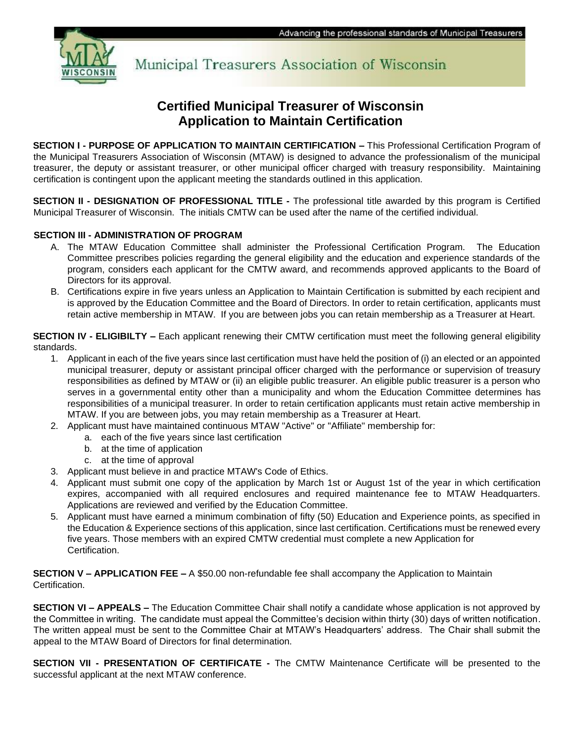Advancing the professional standards of Municipal Treasurers

Municipal Treasurers Association of Wisconsin

# Certified Municipal Treasurer of Wisconsin
# Application to Maintain Certification

**SECTION I - PURPOSE OF APPLICATION TO MAINTAIN CERTIFICATION –** This Professional Certification Program of the Municipal Treasurers Association of Wisconsin (MTAW) is designed to advance the professionalism of the municipal treasurer, the deputy or assistant treasurer, or other municipal officer charged with treasury responsibility. Maintaining certification is contingent upon the applicant meeting the standards outlined in this application.

**SECTION II - DESIGNATION OF PROFESSIONAL TITLE -** The professional title awarded by this program is Certified Municipal Treasurer of Wisconsin. The initials CMTW can be used after the name of the certified individual.

**SECTION III - ADMINISTRATION OF PROGRAM**

A. The MTAW Education Committee shall administer the Professional Certification Program. The Education Committee prescribes policies regarding the general eligibility and the education and experience standards of the program, considers each applicant for the CMTW award, and recommends approved applicants to the Board of Directors for its approval.
B. Certifications expire in five years unless an Application to Maintain Certification is submitted by each recipient and is approved by the Education Committee and the Board of Directors. In order to retain certification, applicants must retain active membership in MTAW. If you are between jobs you can retain membership as a Treasurer at Heart.

**SECTION IV - ELIGIBILTY –** Each applicant renewing their CMTW certification must meet the following general eligibility standards.

1. Applicant in each of the five years since last certification must have held the position of (i) an elected or an appointed municipal treasurer, deputy or assistant principal officer charged with the performance or supervision of treasury responsibilities as defined by MTAW or (ii) an eligible public treasurer. An eligible public treasurer is a person who serves in a governmental entity other than a municipality and whom the Education Committee determines has responsibilities of a municipal treasurer. In order to retain certification applicants must retain active membership in MTAW. If you are between jobs, you may retain membership as a Treasurer at Heart.
2. Applicant must have maintained continuous MTAW "Active" or "Affiliate" membership for:
   a. each of the five years since last certification
   b. at the time of application
   c. at the time of approval
3. Applicant must believe in and practice MTAW's Code of Ethics.
4. Applicant must submit one copy of the application by March 1st or August 1st of the year in which certification expires, accompanied with all required enclosures and required maintenance fee to MTAW Headquarters. Applications are reviewed and verified by the Education Committee.
5. Applicant must have earned a minimum combination of fifty (50) Education and Experience points, as specified in the Education & Experience sections of this application, since last certification. Certifications must be renewed every five years. Those members with an expired CMTW credential must complete a new Application for Certification.

**SECTION V – APPLICATION FEE –** A $50.00 non-refundable fee shall accompany the Application to Maintain Certification.

**SECTION VI – APPEALS –** The Education Committee Chair shall notify a candidate whose application is not approved by the Committee in writing. The candidate must appeal the Committee's decision within thirty (30) days of written notification. The written appeal must be sent to the Committee Chair at MTAW's Headquarters' address. The Chair shall submit the appeal to the MTAW Board of Directors for final determination.

**SECTION VII - PRESENTATION OF CERTIFICATE -** The CMTW Maintenance Certificate will be presented to the successful applicant at the next MTAW conference.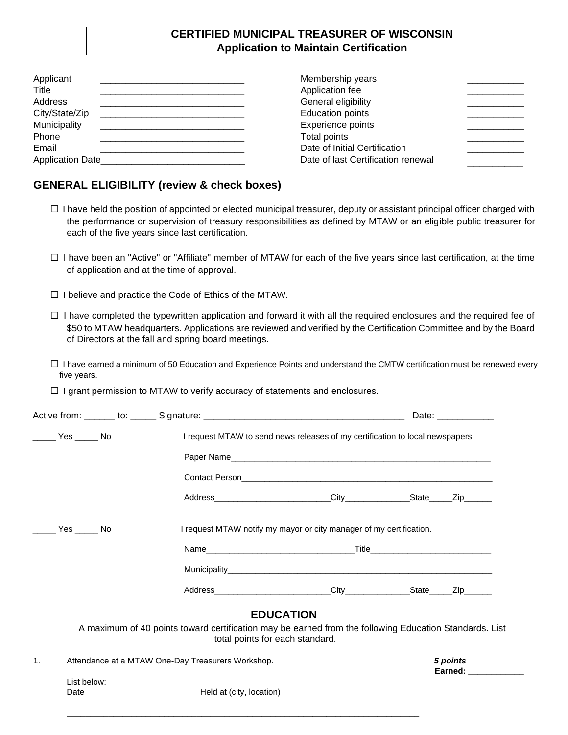# CERTIFIED MUNICIPAL TREASURER OF WISCONSIN
## Application to Maintain Certification

| | | | |
|---|---|---|---|
| Applicant | ____________________________ | Membership years | ___________ |
| Title | ____________________________ | Application fee | ___________ |
| Address | ____________________________ | General eligibility | ___________ |
| City/State/Zip | ____________________________ | Education points | ___________ |
| Municipality | ____________________________ | Experience points | ___________ |
| Phone | ____________________________ | Total points | ___________ |
| Email | ____________________________ | Date of Initial Certification | ___________ |
| Application Date | ____________________________ | Date of last Certification renewal | ___________ |

## GENERAL ELIGIBILITY (review & check boxes)

☐ I have held the position of appointed or elected municipal treasurer, deputy or assistant principal officer charged with the performance or supervision of treasury responsibilities as defined by MTAW or an eligible public treasurer for each of the five years since last certification.

☐ I have been an "Active" or "Affiliate" member of MTAW for each of the five years since last certification, at the time of application and at the time of approval.

☐ I believe and practice the Code of Ethics of the MTAW.

☐ I have completed the typewritten application and forward it with all the required enclosures and the required fee of $50 to MTAW headquarters. Applications are reviewed and verified by the Certification Committee and by the Board of Directors at the fall and spring board meetings.

☐ I have earned a minimum of 50 Education and Experience Points and understand the CMTW certification must be renewed every five years.

☐ I grant permission to MTAW to verify accuracy of statements and enclosures.

Active from: ______ to: _____ Signature: _______________________________________ Date: ___________

_____ Yes _____ No I request MTAW to send news releases of my certification to local newspapers.

Paper Name__________________________________________________________

Contact Person_______________________________________________________

Address_________________________City______________State_____Zip______

_____ Yes _____ No I request MTAW notify my mayor or city manager of my certification.

Name________________________________Title__________________________

Municipality___________________________________________________________

Address_________________________City______________State_____Zip______

## EDUCATION

A maximum of 40 points toward certification may be earned from the following Education Standards. List total points for each standard.

1. Attendance at a MTAW One-Day Treasurers Workshop. ***5 points*** **Earned: ____________**

   List below:
   Date Held at (city, location)

   ___________________________________________________________________________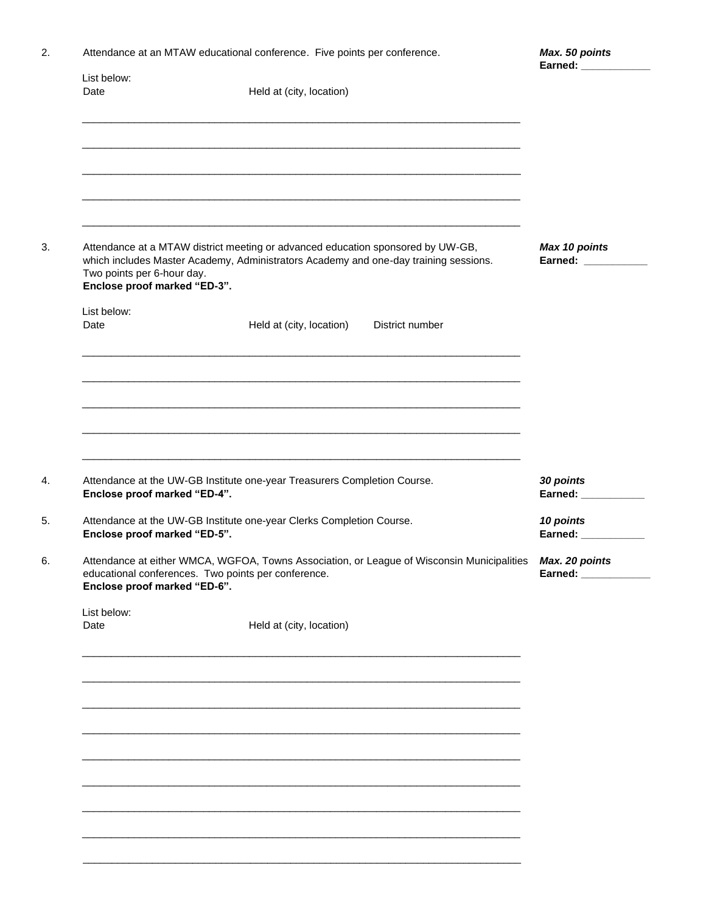2. Attendance at an MTAW educational conference. Five points per conference.

***Max. 50 points***
**Earned: ____________**

List below:

Date　　　　　　　　Held at (city, location)

____________________________________________________________________________

____________________________________________________________________________

____________________________________________________________________________

____________________________________________________________________________

____________________________________________________________________________

3. Attendance at a MTAW district meeting or advanced education sponsored by UW-GB, which includes Master Academy, Administrators Academy and one-day training sessions. Two points per 6-hour day.
**Enclose proof marked "ED-3".**

***Max 10 points***
**Earned: ___________**

List below:

Date　　　　　　　　Held at (city, location)　　　District number

____________________________________________________________________________

____________________________________________________________________________

____________________________________________________________________________

____________________________________________________________________________

____________________________________________________________________________

4. Attendance at the UW-GB Institute one-year Treasurers Completion Course.
**Enclose proof marked "ED-4".**

***30 points***
**Earned: ___________**

5. Attendance at the UW-GB Institute one-year Clerks Completion Course.
**Enclose proof marked "ED-5".**

***10 points***
**Earned: ___________**

6. Attendance at either WMCA, WGFOA, Towns Association, or League of Wisconsin Municipalities educational conferences. Two points per conference.
**Enclose proof marked "ED-6".**

***Max. 20 points***
**Earned: ____________**

List below:

Date　　　　　　　　Held at (city, location)

____________________________________________________________________________

____________________________________________________________________________

____________________________________________________________________________

____________________________________________________________________________

____________________________________________________________________________

____________________________________________________________________________

____________________________________________________________________________

____________________________________________________________________________

____________________________________________________________________________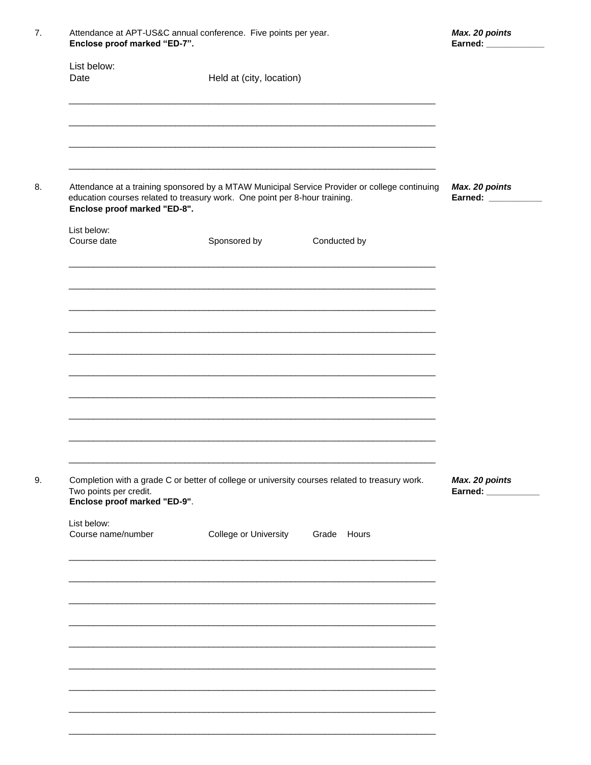7. Attendance at APT-US&C annual conference. Five points per year.
**Enclose proof marked "ED-7".**

*Max. 20 points*
**Earned: ____________**

List below:

| Date | Held at (city, location) |
| --- | --- |
| | |
| | |
| | |
| | |

8. Attendance at a training sponsored by a MTAW Municipal Service Provider or college continuing education courses related to treasury work. One point per 8-hour training.
**Enclose proof marked "ED-8".**

*Max. 20 points*
**Earned: ___________**

List below:

| Course date | Sponsored by | Conducted by |
| --- | --- | --- |
| | | |
| | | |
| | | |
| | | |
| | | |
| | | |
| | | |
| | | |
| | | |
| | | |

9. Completion with a grade C or better of college or university courses related to treasury work. Two points per credit.
**Enclose proof marked "ED-9"**.

*Max. 20 points*
**Earned: ___________**

List below:

| Course name/number | College or University | Grade | Hours |
| --- | --- | --- | --- |
| | | | |
| | | | |
| | | | |
| | | | |
| | | | |
| | | | |
| | | | |
| | | | |
| | | | |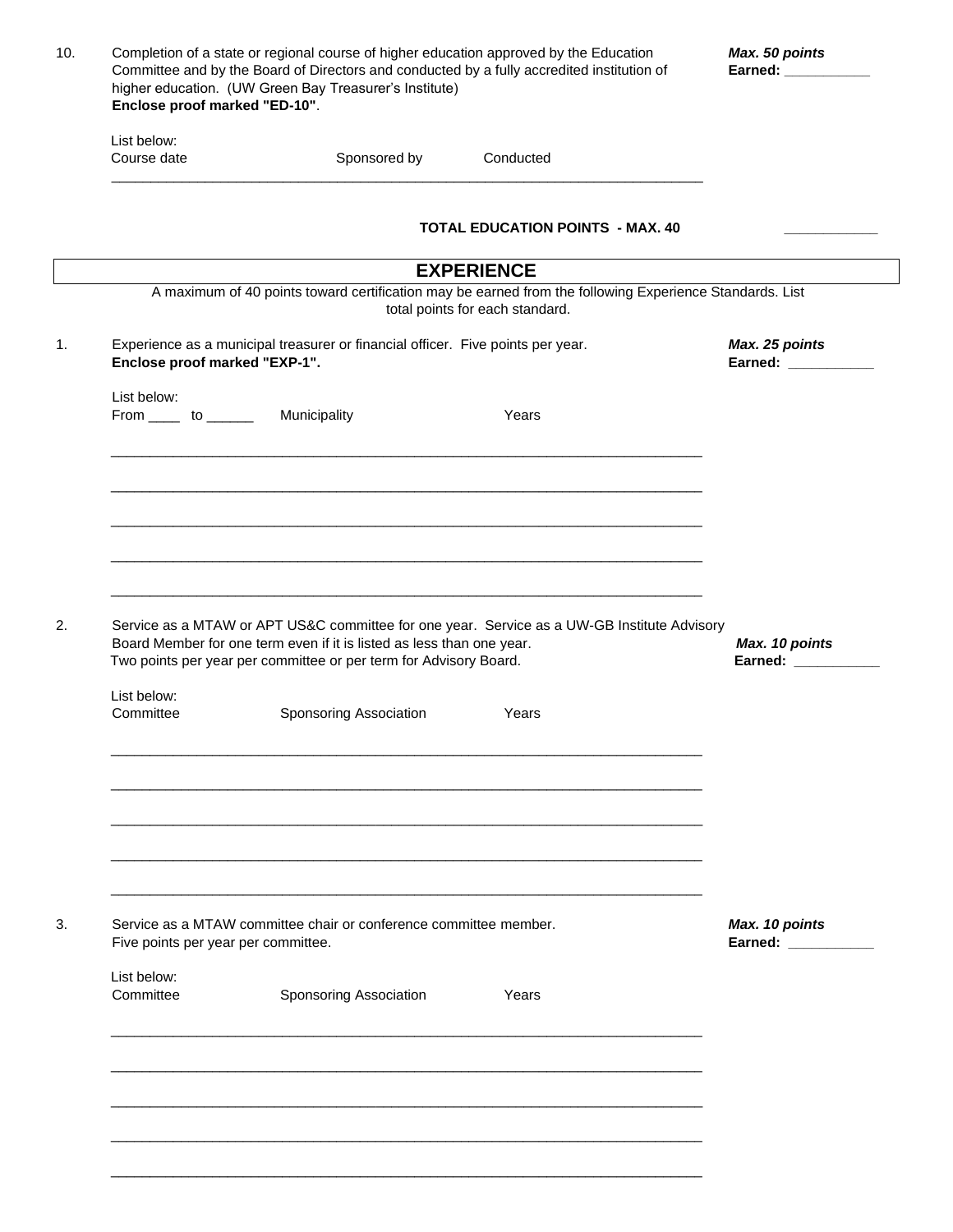10. Completion of a state or regional course of higher education approved by the Education Committee and by the Board of Directors and conducted by a fully accredited institution of higher education. (UW Green Bay Treasurer's Institute)
**Enclose proof marked "ED-10"**.

***Max. 50 points***
**Earned: ___________**

List below:
Course date Sponsored by Conducted

________________________________________________________________________________

**TOTAL EDUCATION POINTS - MAX. 40** ____________

## EXPERIENCE

A maximum of 40 points toward certification may be earned from the following Experience Standards. List total points for each standard.

1. Experience as a municipal treasurer or financial officer. Five points per year.
**Enclose proof marked "EXP-1".**

***Max. 25 points***
**Earned: ___________**

List below:
From ____ to ______ Municipality Years

________________________________________________________________________________

________________________________________________________________________________

________________________________________________________________________________

________________________________________________________________________________

________________________________________________________________________________

2. Service as a MTAW or APT US&C committee for one year. Service as a UW-GB Institute Advisory Board Member for one term even if it is listed as less than one year.
Two points per year per committee or per term for Advisory Board.

***Max. 10 points***
**Earned: ___________**

List below:
Committee Sponsoring Association Years

________________________________________________________________________________

________________________________________________________________________________

________________________________________________________________________________

________________________________________________________________________________

________________________________________________________________________________

3. Service as a MTAW committee chair or conference committee member.
Five points per year per committee.

***Max. 10 points***
**Earned: ___________**

List below:
Committee Sponsoring Association Years

________________________________________________________________________________

________________________________________________________________________________

________________________________________________________________________________

________________________________________________________________________________

________________________________________________________________________________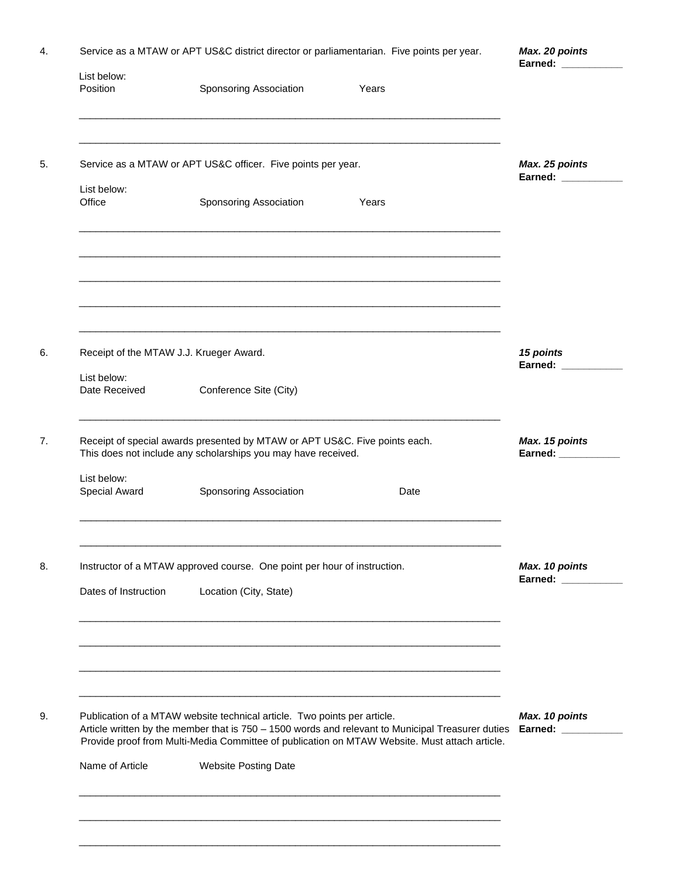4. Service as a MTAW or APT US&C district director or parliamentarian. Five points per year.

   ***Max. 20 points***
   **Earned: ___________**

   List below:

   | Position | Sponsoring Association | Years |
   |---|---|---|
   | | | |
   | | | |

5. Service as a MTAW or APT US&C officer. Five points per year.

   ***Max. 25 points***
   **Earned: ___________**

   List below:

   | Office | Sponsoring Association | Years |
   |---|---|---|
   | | | |
   | | | |
   | | | |
   | | | |
   | | | |

6. Receipt of the MTAW J.J. Krueger Award.

   ***15 points***
   **Earned: ___________**

   List below:

   | Date Received | Conference Site (City) |
   |---|---|
   | | |

7. Receipt of special awards presented by MTAW or APT US&C. Five points each.
   This does not include any scholarships you may have received.

   ***Max. 15 points***
   **Earned: ___________**

   List below:

   | Special Award | Sponsoring Association | Date |
   |---|---|---|
   | | | |
   | | | |

8. Instructor of a MTAW approved course. One point per hour of instruction.

   ***Max. 10 points***
   **Earned: ___________**

   | Dates of Instruction | Location (City, State) |
   |---|---|
   | | |
   | | |
   | | |
   | | |

9. Publication of a MTAW website technical article. Two points per article.
   Article written by the member that is 750 – 1500 words and relevant to Municipal Treasurer duties
   Provide proof from Multi-Media Committee of publication on MTAW Website. Must attach article.

   ***Max. 10 points***
   **Earned: ___________**

   | Name of Article | Website Posting Date |
   |---|---|
   | | |
   | | |
   | | |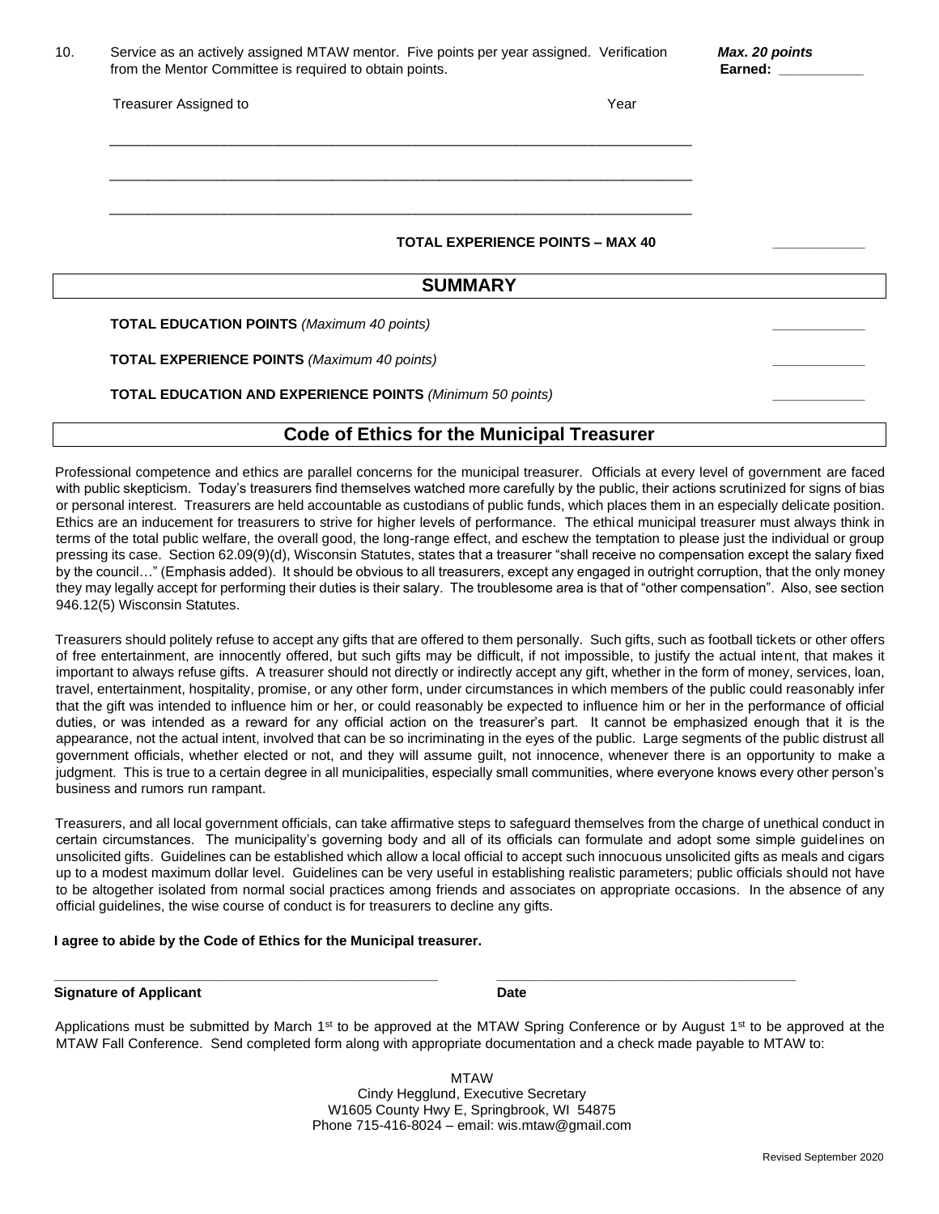10. Service as an actively assigned MTAW mentor. Five points per year assigned. Verification from the Mentor Committee is required to obtain points. ***Max. 20 points*** **Earned: ___________**

| Treasurer Assigned to | Year |
| --- | --- |
| ___________________________________________ | |
| ___________________________________________ | |
| ___________________________________________ | |

**TOTAL EXPERIENCE POINTS – MAX 40** ____________

## SUMMARY

**TOTAL EDUCATION POINTS** *(Maximum 40 points)* ____________

**TOTAL EXPERIENCE POINTS** *(Maximum 40 points)* ____________

**TOTAL EDUCATION AND EXPERIENCE POINTS** *(Minimum 50 points)* ____________

## Code of Ethics for the Municipal Treasurer

Professional competence and ethics are parallel concerns for the municipal treasurer. Officials at every level of government are faced with public skepticism. Today's treasurers find themselves watched more carefully by the public, their actions scrutinized for signs of bias or personal interest. Treasurers are held accountable as custodians of public funds, which places them in an especially delicate position. Ethics are an inducement for treasurers to strive for higher levels of performance. The ethical municipal treasurer must always think in terms of the total public welfare, the overall good, the long-range effect, and eschew the temptation to please just the individual or group pressing its case. Section 62.09(9)(d), Wisconsin Statutes, states that a treasurer "shall receive no compensation except the salary fixed by the council…" (Emphasis added). It should be obvious to all treasurers, except any engaged in outright corruption, that the only money they may legally accept for performing their duties is their salary. The troublesome area is that of "other compensation". Also, see section 946.12(5) Wisconsin Statutes.

Treasurers should politely refuse to accept any gifts that are offered to them personally. Such gifts, such as football tickets or other offers of free entertainment, are innocently offered, but such gifts may be difficult, if not impossible, to justify the actual intent, that makes it important to always refuse gifts. A treasurer should not directly or indirectly accept any gift, whether in the form of money, services, loan, travel, entertainment, hospitality, promise, or any other form, under circumstances in which members of the public could reasonably infer that the gift was intended to influence him or her, or could reasonably be expected to influence him or her in the performance of official duties, or was intended as a reward for any official action on the treasurer's part. It cannot be emphasized enough that it is the appearance, not the actual intent, involved that can be so incriminating in the eyes of the public. Large segments of the public distrust all government officials, whether elected or not, and they will assume guilt, not innocence, whenever there is an opportunity to make a judgment. This is true to a certain degree in all municipalities, especially small communities, where everyone knows every other person's business and rumors run rampant.

Treasurers, and all local government officials, can take affirmative steps to safeguard themselves from the charge of unethical conduct in certain circumstances. The municipality's governing body and all of its officials can formulate and adopt some simple guidelines on unsolicited gifts. Guidelines can be established which allow a local official to accept such innocuous unsolicited gifts as meals and cigars up to a modest maximum dollar level. Guidelines can be very useful in establishing realistic parameters; public officials should not have to be altogether isolated from normal social practices among friends and associates on appropriate occasions. In the absence of any official guidelines, the wise course of conduct is for treasurers to decline any gifts.

**I agree to abide by the Code of Ethics for the Municipal treasurer.**

_____________________________________________ _____________________________________

**Signature of Applicant** **Date**

Applications must be submitted by March 1st to be approved at the MTAW Spring Conference or by August 1st to be approved at the MTAW Fall Conference. Send completed form along with appropriate documentation and a check made payable to MTAW to:

MTAW
Cindy Hegglund, Executive Secretary
W1605 County Hwy E, Springbrook, WI 54875
Phone 715-416-8024 – email: wis.mtaw@gmail.com

Revised September 2020